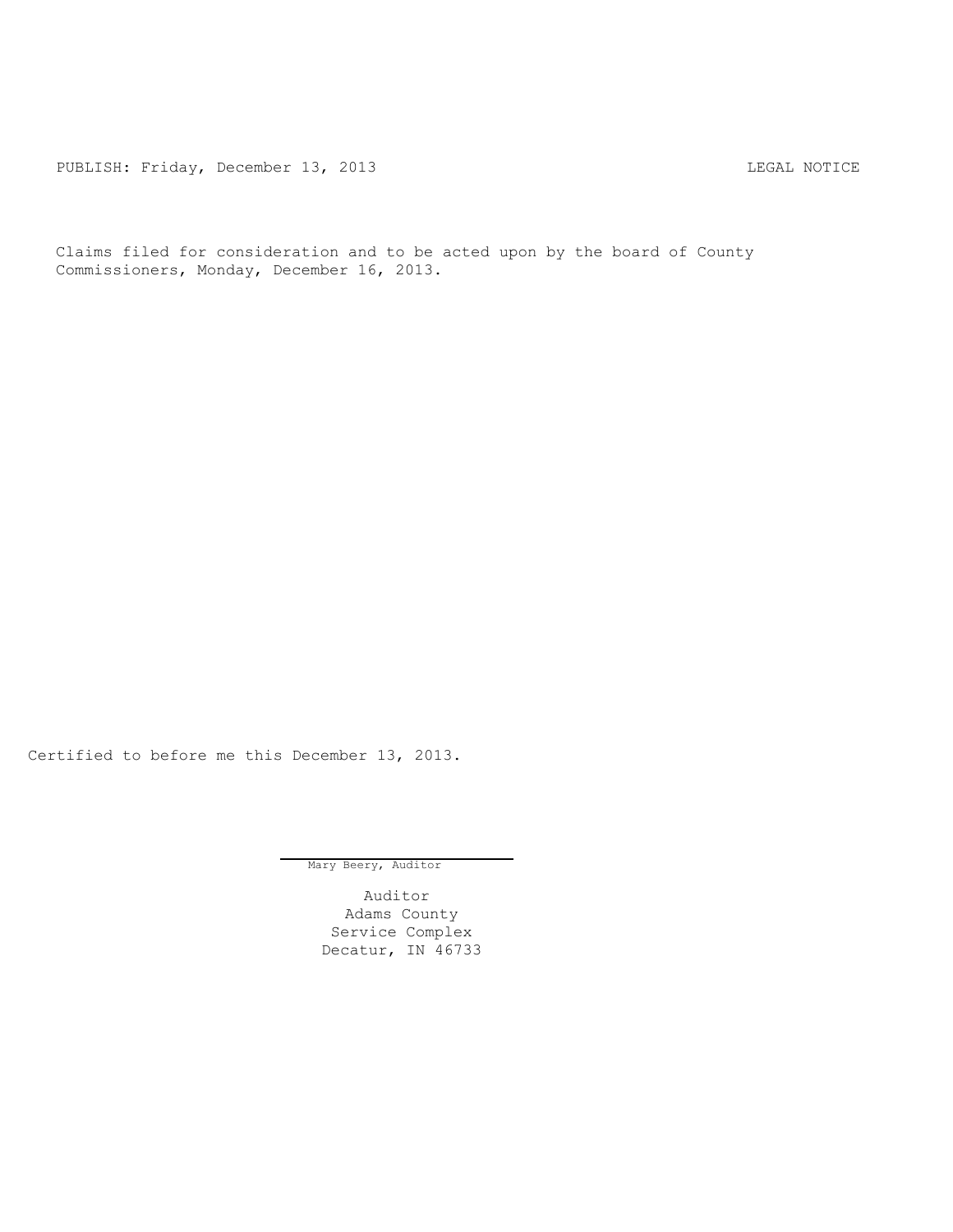PUBLISH: Friday, December 13, 2013 LEGAL NOTICE

Claims filed for consideration and to be acted upon by the board of County Commissioners, Monday, December 16, 2013.

Certified to before me this December 13, 2013.

Mary Beery, Auditor

Auditor
Adams County
Service Complex
Decatur, IN 46733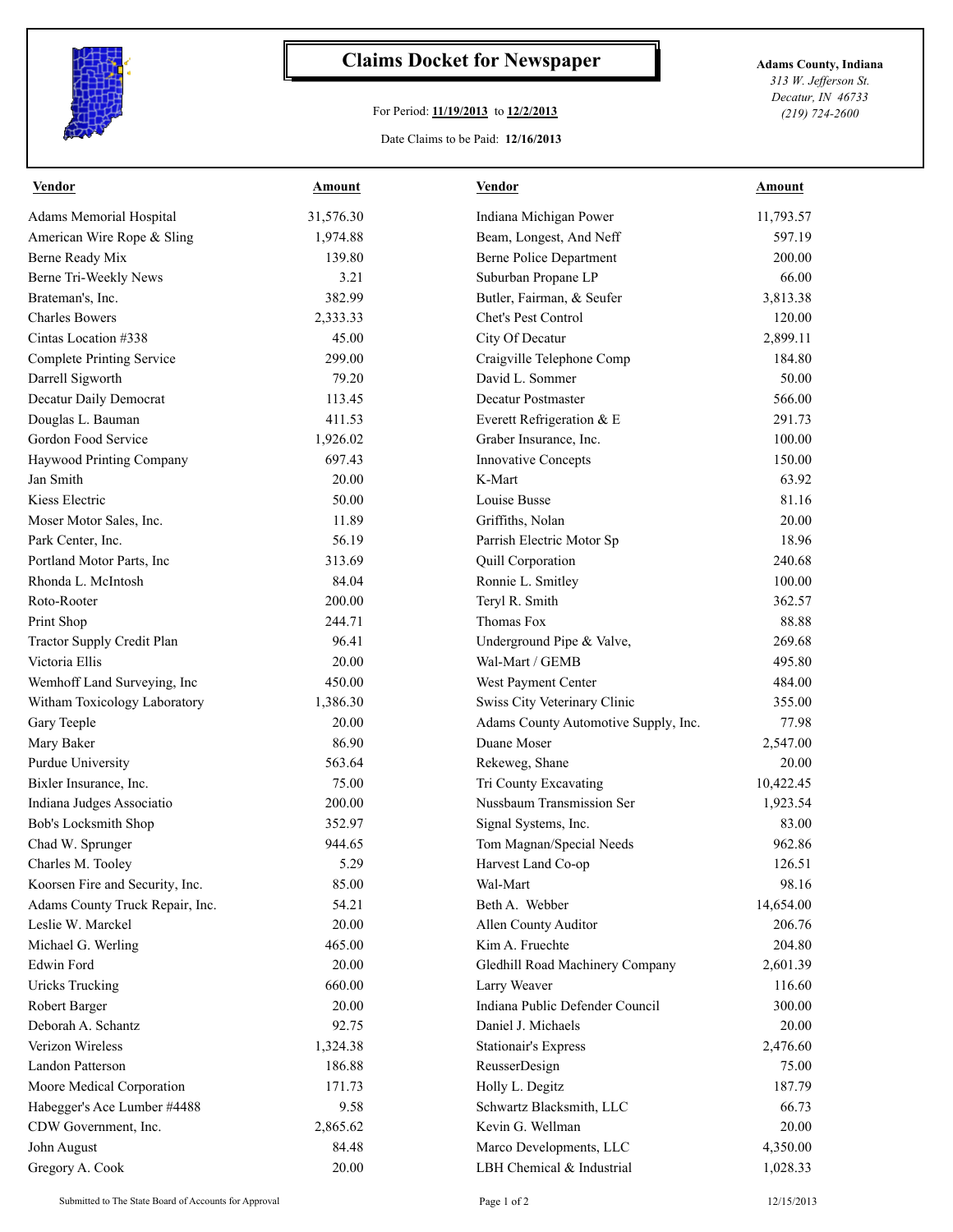# Claims Docket for Newspaper

**Adams County, Indiana**
*313 W. Jefferson St.*
*Decatur, IN 46733*
*(219) 724-2600*

For Period: **11/19/2013** to **12/2/2013**

Date Claims to be Paid: **12/16/2013**

| Vendor | Amount | Vendor | Amount |
|---|---|---|---|
| Adams Memorial Hospital | 31,576.30 | Indiana Michigan Power | 11,793.57 |
| American Wire Rope & Sling | 1,974.88 | Beam, Longest, And Neff | 597.19 |
| Berne Ready Mix | 139.80 | Berne Police Department | 200.00 |
| Berne Tri-Weekly News | 3.21 | Suburban Propane LP | 66.00 |
| Brateman's, Inc. | 382.99 | Butler, Fairman, & Seufer | 3,813.38 |
| Charles Bowers | 2,333.33 | Chet's Pest Control | 120.00 |
| Cintas Location #338 | 45.00 | City Of Decatur | 2,899.11 |
| Complete Printing Service | 299.00 | Craigville Telephone Comp | 184.80 |
| Darrell Sigworth | 79.20 | David L. Sommer | 50.00 |
| Decatur Daily Democrat | 113.45 | Decatur Postmaster | 566.00 |
| Douglas L. Bauman | 411.53 | Everett Refrigeration & E | 291.73 |
| Gordon Food Service | 1,926.02 | Graber Insurance, Inc. | 100.00 |
| Haywood Printing Company | 697.43 | Innovative Concepts | 150.00 |
| Jan Smith | 20.00 | K-Mart | 63.92 |
| Kiess Electric | 50.00 | Louise Busse | 81.16 |
| Moser Motor Sales, Inc. | 11.89 | Griffiths, Nolan | 20.00 |
| Park Center, Inc. | 56.19 | Parrish Electric Motor Sp | 18.96 |
| Portland Motor Parts, Inc | 313.69 | Quill Corporation | 240.68 |
| Rhonda L. McIntosh | 84.04 | Ronnie L. Smitley | 100.00 |
| Roto-Rooter | 200.00 | Teryl R. Smith | 362.57 |
| Print Shop | 244.71 | Thomas Fox | 88.88 |
| Tractor Supply Credit Plan | 96.41 | Underground Pipe & Valve, | 269.68 |
| Victoria Ellis | 20.00 | Wal-Mart / GEMB | 495.80 |
| Wemhoff Land Surveying, Inc | 450.00 | West Payment Center | 484.00 |
| Witham Toxicology Laboratory | 1,386.30 | Swiss City Veterinary Clinic | 355.00 |
| Gary Teeple | 20.00 | Adams County Automotive Supply, Inc. | 77.98 |
| Mary Baker | 86.90 | Duane Moser | 2,547.00 |
| Purdue University | 563.64 | Rekeweg, Shane | 20.00 |
| Bixler Insurance, Inc. | 75.00 | Tri County Excavating | 10,422.45 |
| Indiana Judges Associatio | 200.00 | Nussbaum Transmission Ser | 1,923.54 |
| Bob's Locksmith Shop | 352.97 | Signal Systems, Inc. | 83.00 |
| Chad W. Sprunger | 944.65 | Tom Magnan/Special Needs | 962.86 |
| Charles M. Tooley | 5.29 | Harvest Land Co-op | 126.51 |
| Koorsen Fire and Security, Inc. | 85.00 | Wal-Mart | 98.16 |
| Adams County Truck Repair, Inc. | 54.21 | Beth A. Webber | 14,654.00 |
| Leslie W. Marckel | 20.00 | Allen County Auditor | 206.76 |
| Michael G. Werling | 465.00 | Kim A. Fruechte | 204.80 |
| Edwin Ford | 20.00 | Gledhill Road Machinery Company | 2,601.39 |
| Uricks Trucking | 660.00 | Larry Weaver | 116.60 |
| Robert Barger | 20.00 | Indiana Public Defender Council | 300.00 |
| Deborah A. Schantz | 92.75 | Daniel J. Michaels | 20.00 |
| Verizon Wireless | 1,324.38 | Stationair's Express | 2,476.60 |
| Landon Patterson | 186.88 | ReusserDesign | 75.00 |
| Moore Medical Corporation | 171.73 | Holly L. Degitz | 187.79 |
| Habegger's Ace Lumber #4488 | 9.58 | Schwartz Blacksmith, LLC | 66.73 |
| CDW Government, Inc. | 2,865.62 | Kevin G. Wellman | 20.00 |
| John August | 84.48 | Marco Developments, LLC | 4,350.00 |
| Gregory A. Cook | 20.00 | LBH Chemical & Industrial | 1,028.33 |

Submitted to The State Board of Accounts for Approval

12/15/2013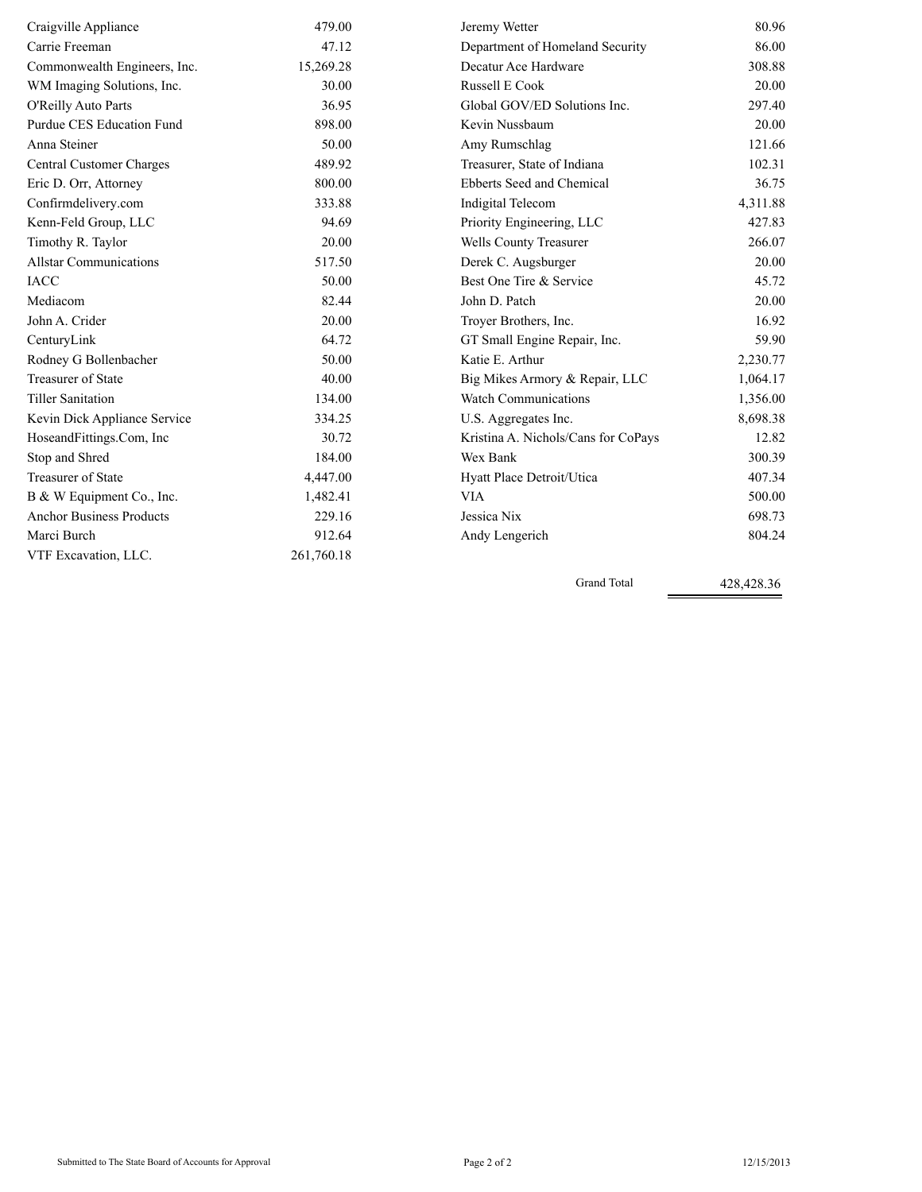| | |
|---|---|
| Craigville Appliance | 479.00 |
| Carrie Freeman | 47.12 |
| Commonwealth Engineers, Inc. | 15,269.28 |
| WM Imaging Solutions, Inc. | 30.00 |
| O'Reilly Auto Parts | 36.95 |
| Purdue CES Education Fund | 898.00 |
| Anna Steiner | 50.00 |
| Central Customer Charges | 489.92 |
| Eric D. Orr, Attorney | 800.00 |
| Confirmdelivery.com | 333.88 |
| Kenn-Feld Group, LLC | 94.69 |
| Timothy R. Taylor | 20.00 |
| Allstar Communications | 517.50 |
| IACC | 50.00 |
| Mediacom | 82.44 |
| John A. Crider | 20.00 |
| CenturyLink | 64.72 |
| Rodney G Bollenbacher | 50.00 |
| Treasurer of State | 40.00 |
| Tiller Sanitation | 134.00 |
| Kevin Dick Appliance Service | 334.25 |
| HoseandFittings.Com, Inc | 30.72 |
| Stop and Shred | 184.00 |
| Treasurer of State | 4,447.00 |
| B & W Equipment Co., Inc. | 1,482.41 |
| Anchor Business Products | 229.16 |
| Marci Burch | 912.64 |
| VTF Excavation, LLC. | 261,760.18 |
| Jeremy Wetter | 80.96 |
| Department of Homeland Security | 86.00 |
| Decatur Ace Hardware | 308.88 |
| Russell E Cook | 20.00 |
| Global GOV/ED Solutions Inc. | 297.40 |
| Kevin Nussbaum | 20.00 |
| Amy Rumschlag | 121.66 |
| Treasurer, State of Indiana | 102.31 |
| Ebberts Seed and Chemical | 36.75 |
| Indigital Telecom | 4,311.88 |
| Priority Engineering, LLC | 427.83 |
| Wells County Treasurer | 266.07 |
| Derek C. Augsburger | 20.00 |
| Best One Tire & Service | 45.72 |
| John D. Patch | 20.00 |
| Troyer Brothers, Inc. | 16.92 |
| GT Small Engine Repair, Inc. | 59.90 |
| Katie E. Arthur | 2,230.77 |
| Big Mikes Armory & Repair, LLC | 1,064.17 |
| Watch Communications | 1,356.00 |
| U.S. Aggregates Inc. | 8,698.38 |
| Kristina A. Nichols/Cans for CoPays | 12.82 |
| Wex Bank | 300.39 |
| Hyatt Place Detroit/Utica | 407.34 |
| VIA | 500.00 |
| Jessica Nix | 698.73 |
| Andy Lengerich | 804.24 |
| Grand Total | 428,428.36 |

Submitted to The State Board of Accounts for Approval

12/15/2013